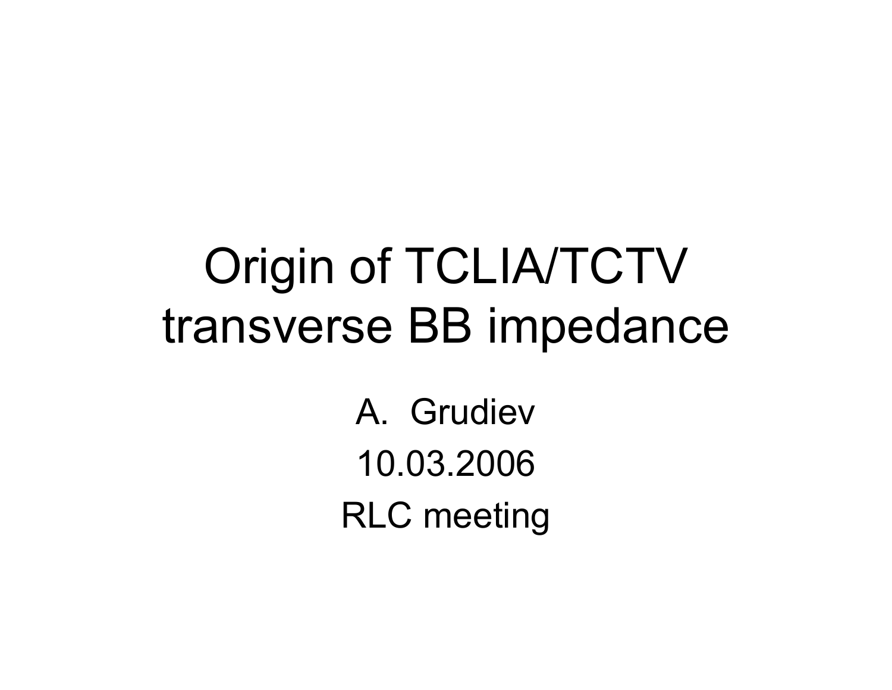# Origin of TCLIA/TCTV transverse BB impedance

A. Grudiev

10.03.2006

RLC meeting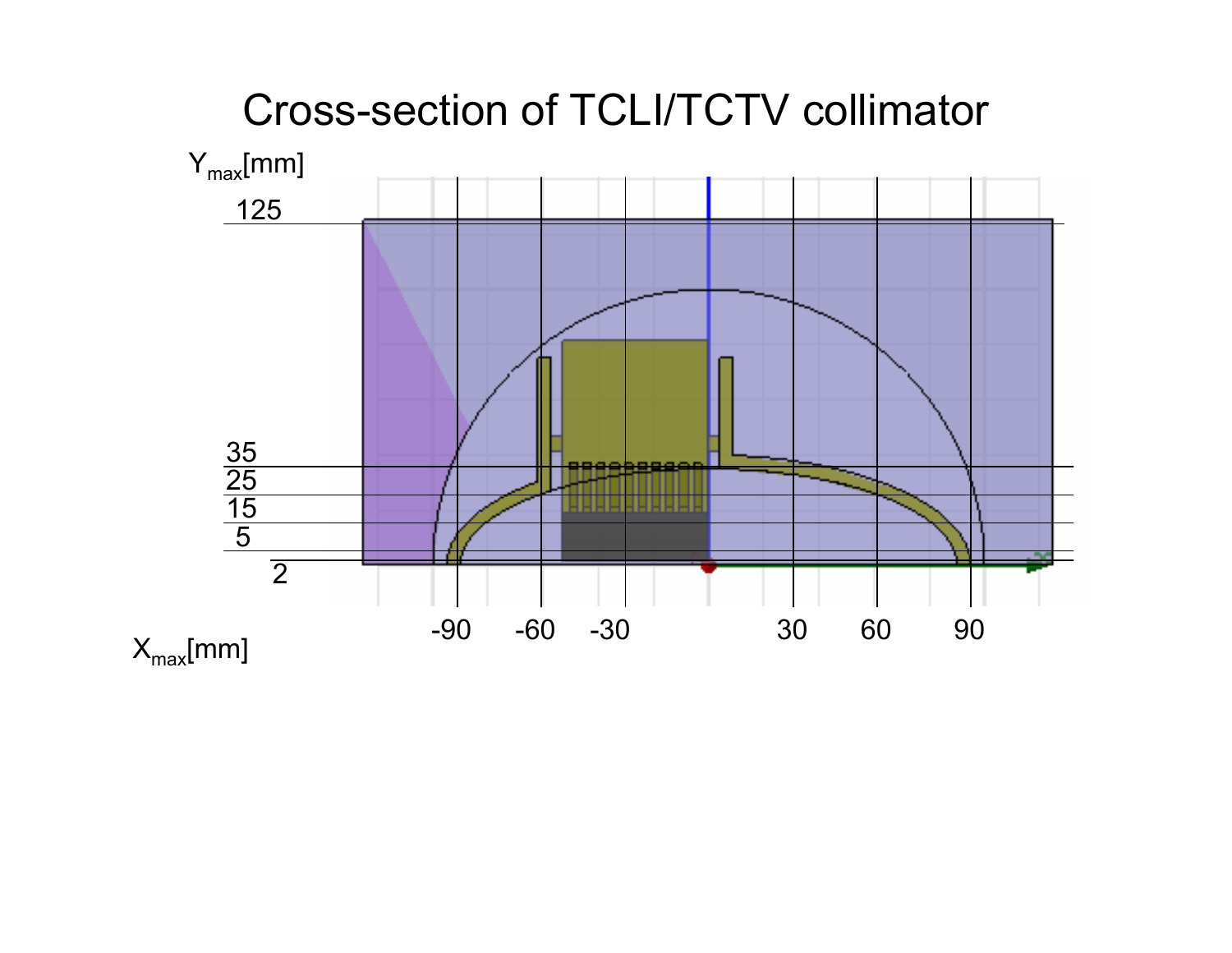# Cross-section of TCLI/TCTV collimator

$Y_{max}$[mm]

125

35

25

15

5

2

-90 -60 -30 30 60 90

$X_{max}$[mm]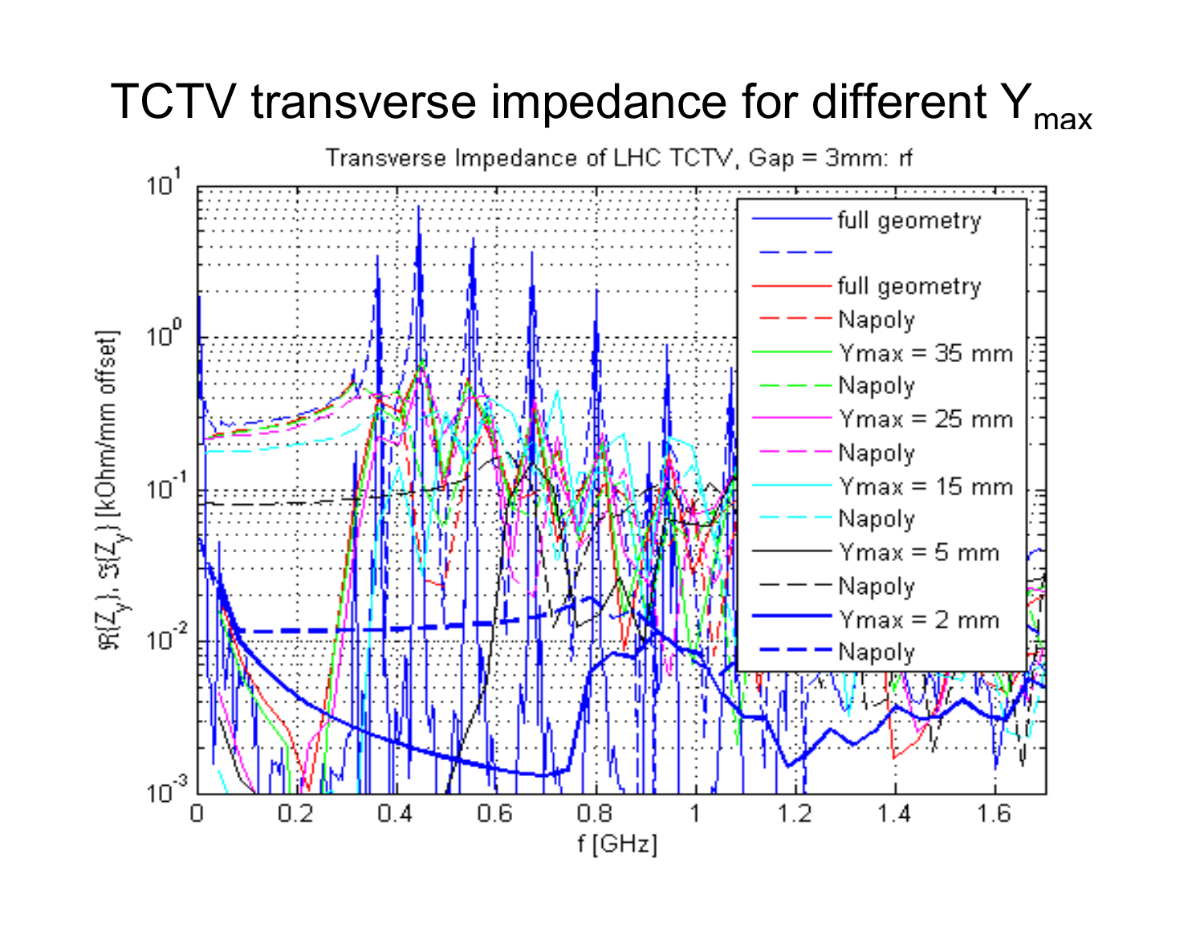# TCTV transverse impedance for different $Y_{max}$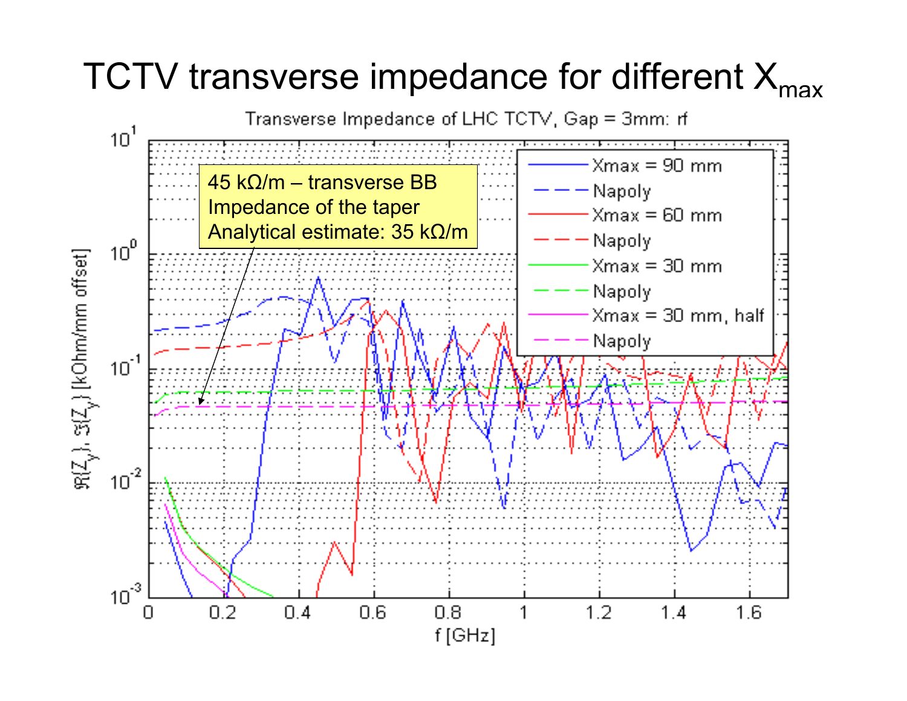# TCTV transverse impedance for different $X_{max}$

Transverse Impedance of LHC TCTV, Gap = 3mm: rf

45 kΩ/m – transverse BB Impedance of the taper
Analytical estimate: 35 kΩ/m

- Xmax = 90 mm
- Napoly
- Xmax = 60 mm
- Napoly
- Xmax = 30 mm
- Napoly
- Xmax = 30 mm, half
- Napoly

$\Re(Z_y)$, $\Im(Z_y)$ [kOhm/mm offset]

f [GHz]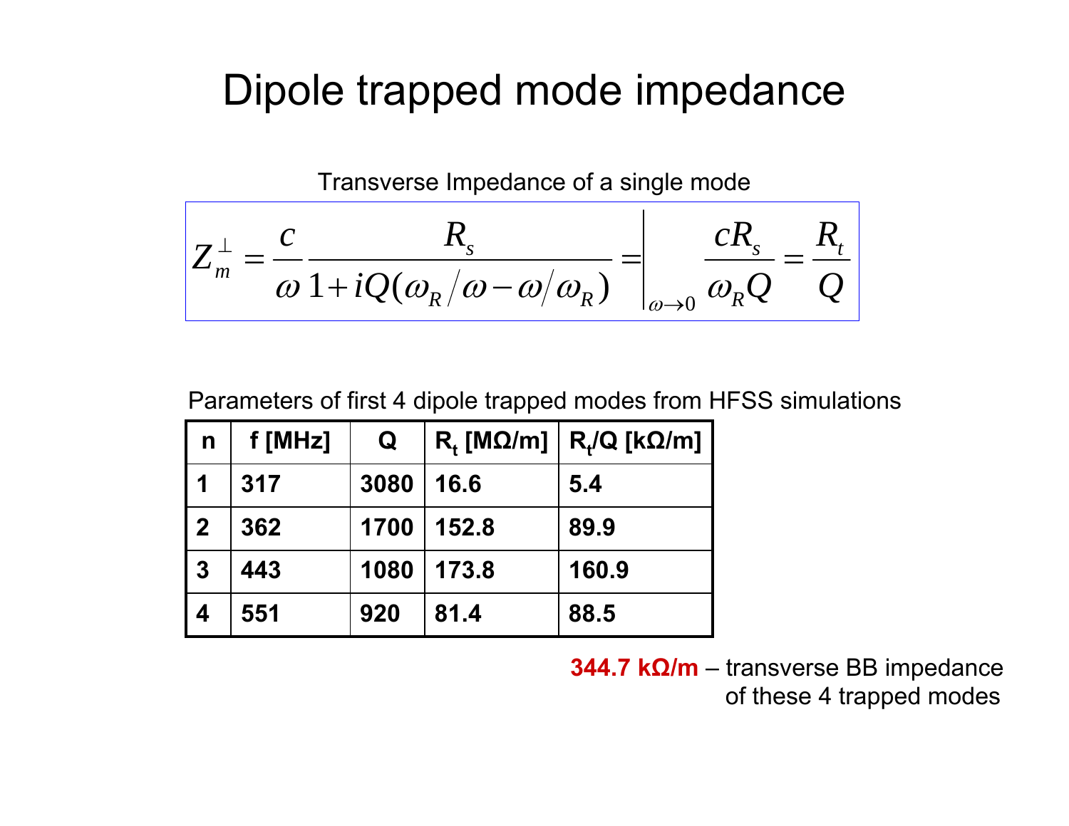# Dipole trapped mode impedance

Transverse Impedance of a single mode

$$Z_m^{\perp} = \frac{c}{\omega} \frac{R_s}{1 + iQ(\omega_R/\omega - \omega/\omega_R)} = \Bigg|_{\omega \to 0} \frac{cR_s}{\omega_R Q} = \frac{R_t}{Q}$$

Parameters of first 4 dipole trapped modes from HFSS simulations

| n | f [MHz] | Q | $R_t$ [MΩ/m] | $R_t/Q$ [kΩ/m] |
|---|---|---|---|---|
| 1 | 317 | 3080 | 16.6 | 5.4 |
| 2 | 362 | 1700 | 152.8 | 89.9 |
| 3 | 443 | 1080 | 173.8 | 160.9 |
| 4 | 551 | 920 | 81.4 | 88.5 |

**344.7 kΩ/m** – transverse BB impedance of these 4 trapped modes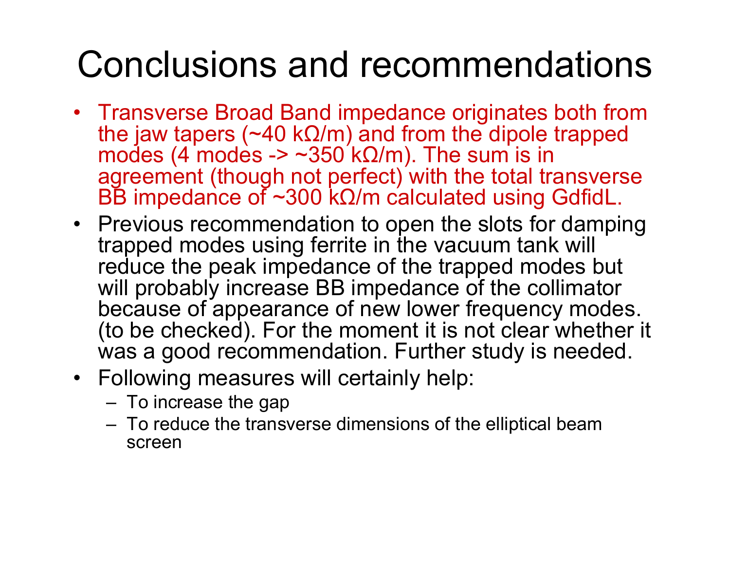# Conclusions and recommendations

- Transverse Broad Band impedance originates both from the jaw tapers (~40 kΩ/m) and from the dipole trapped modes (4 modes -> ~350 kΩ/m). The sum is in agreement (though not perfect) with the total transverse BB impedance of ~300 kΩ/m calculated using GdfidL.
- Previous recommendation to open the slots for damping trapped modes using ferrite in the vacuum tank will reduce the peak impedance of the trapped modes but will probably increase BB impedance of the collimator because of appearance of new lower frequency modes. (to be checked). For the moment it is not clear whether it was a good recommendation. Further study is needed.
- Following measures will certainly help:
  - To increase the gap
  - To reduce the transverse dimensions of the elliptical beam screen